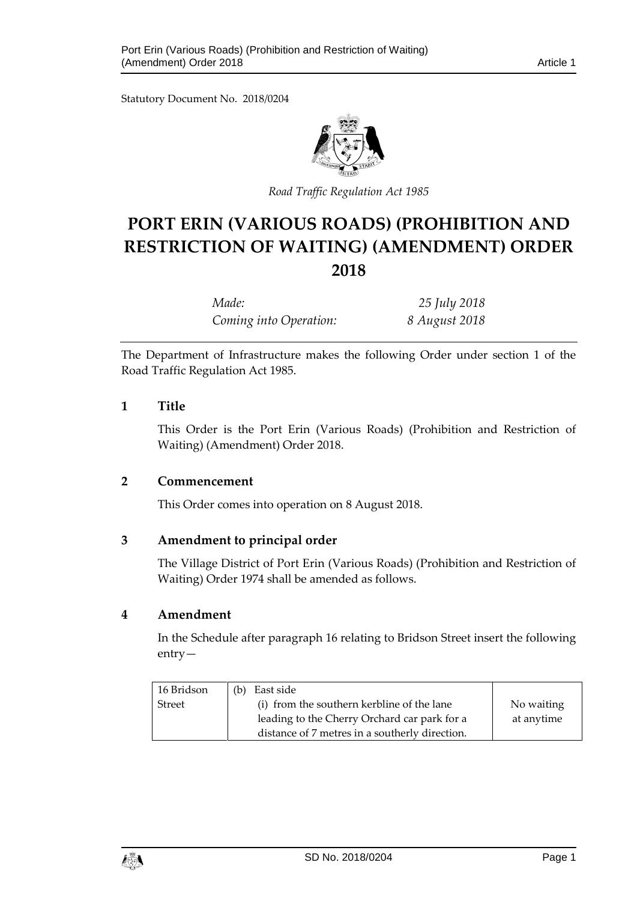Statutory Document No. 2018/0204

*Road Traffic Regulation Act 1985*

# PORT ERIN (VARIOUS ROADS) (PROHIBITION AND RESTRICTION OF WAITING) (AMENDMENT) ORDER 2018

*Made:* *25 July 2018*
*Coming into Operation:* *8 August 2018*

The Department of Infrastructure makes the following Order under section 1 of the Road Traffic Regulation Act 1985.

## 1 Title

This Order is the Port Erin (Various Roads) (Prohibition and Restriction of Waiting) (Amendment) Order 2018.

## 2 Commencement

This Order comes into operation on 8 August 2018.

## 3 Amendment to principal order

The Village District of Port Erin (Various Roads) (Prohibition and Restriction of Waiting) Order 1974 shall be amended as follows.

## 4 Amendment

In the Schedule after paragraph 16 relating to Bridson Street insert the following entry—

| 16 Bridson Street | (b) East side (i) from the southern kerbline of the lane leading to the Cherry Orchard car park for a distance of 7 metres in a southerly direction. | No waiting at anytime |
|---|---|---|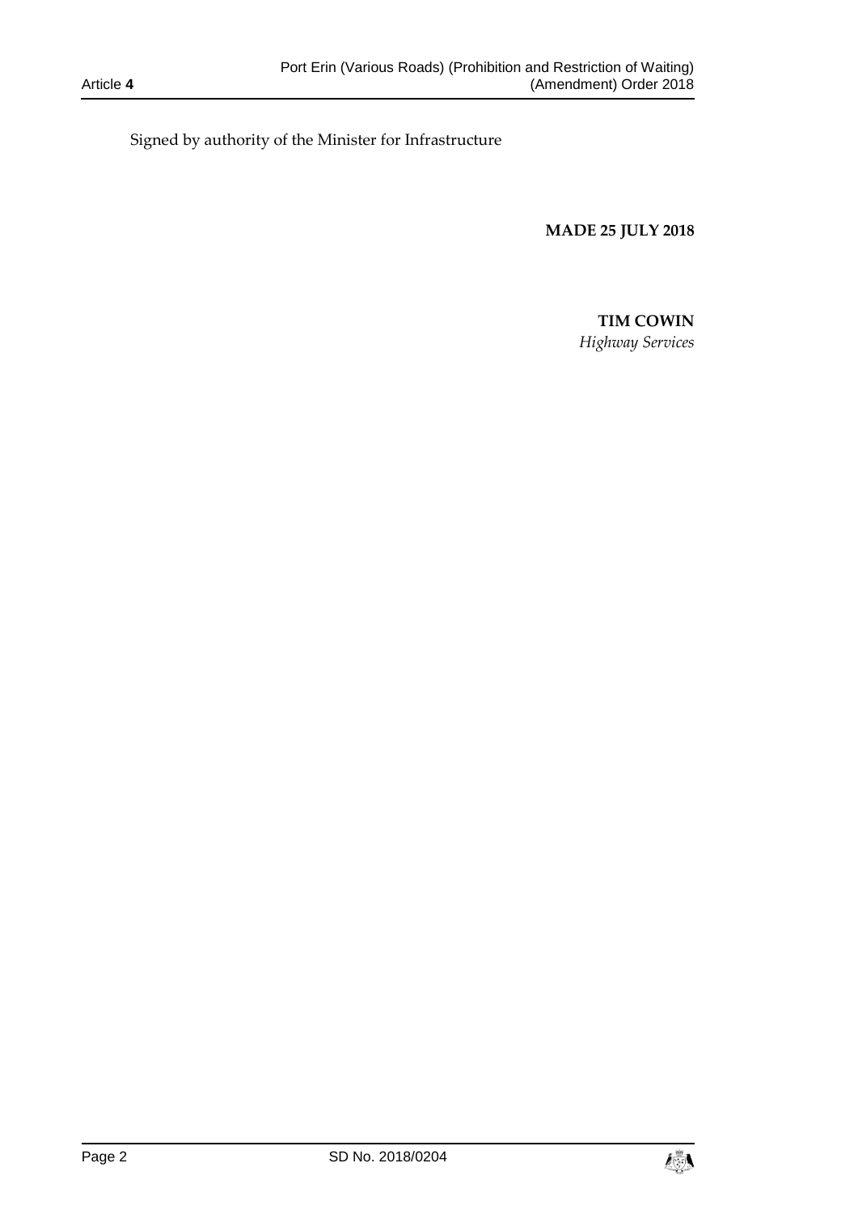Signed by authority of the Minister for Infrastructure

**MADE 25 JULY 2018**

**TIM COWIN**
*Highway Services*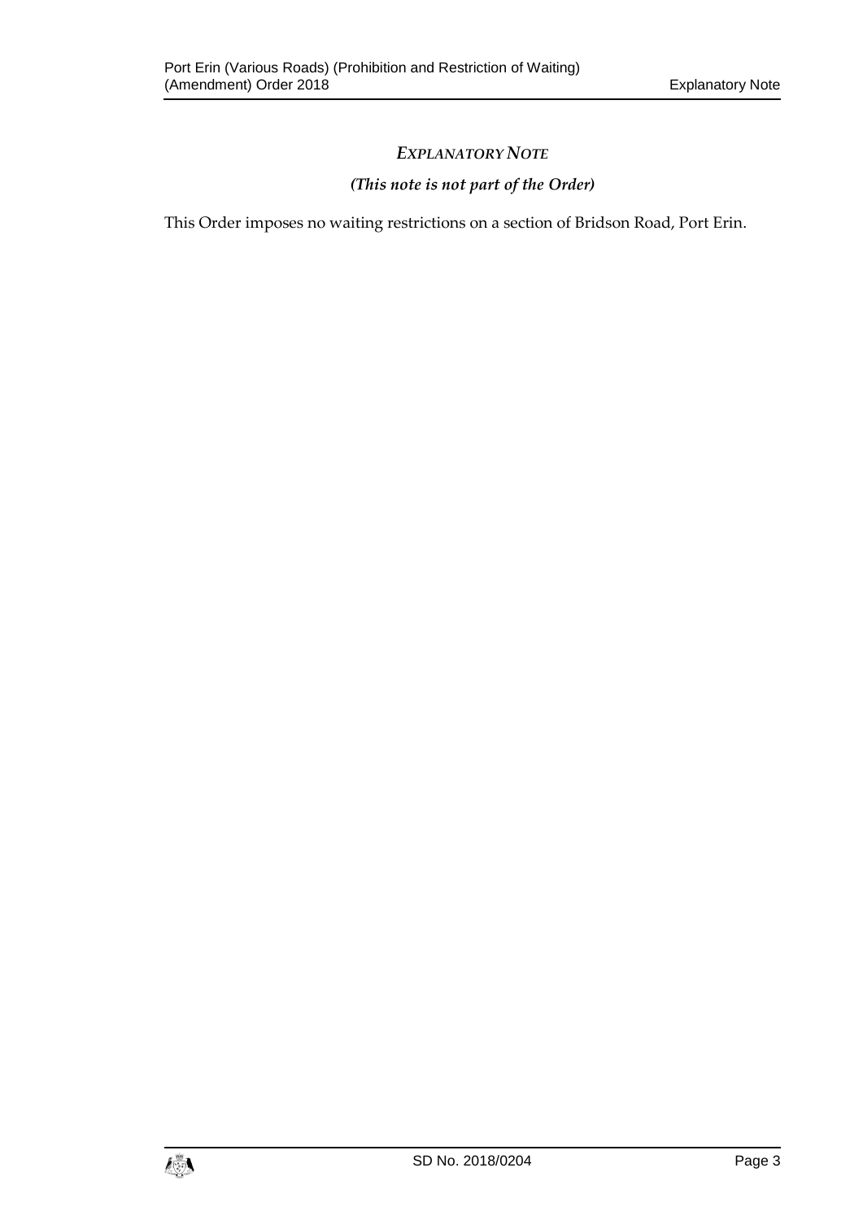## *EXPLANATORY NOTE*

***(This note is not part of the Order)***

This Order imposes no waiting restrictions on a section of Bridson Road, Port Erin.